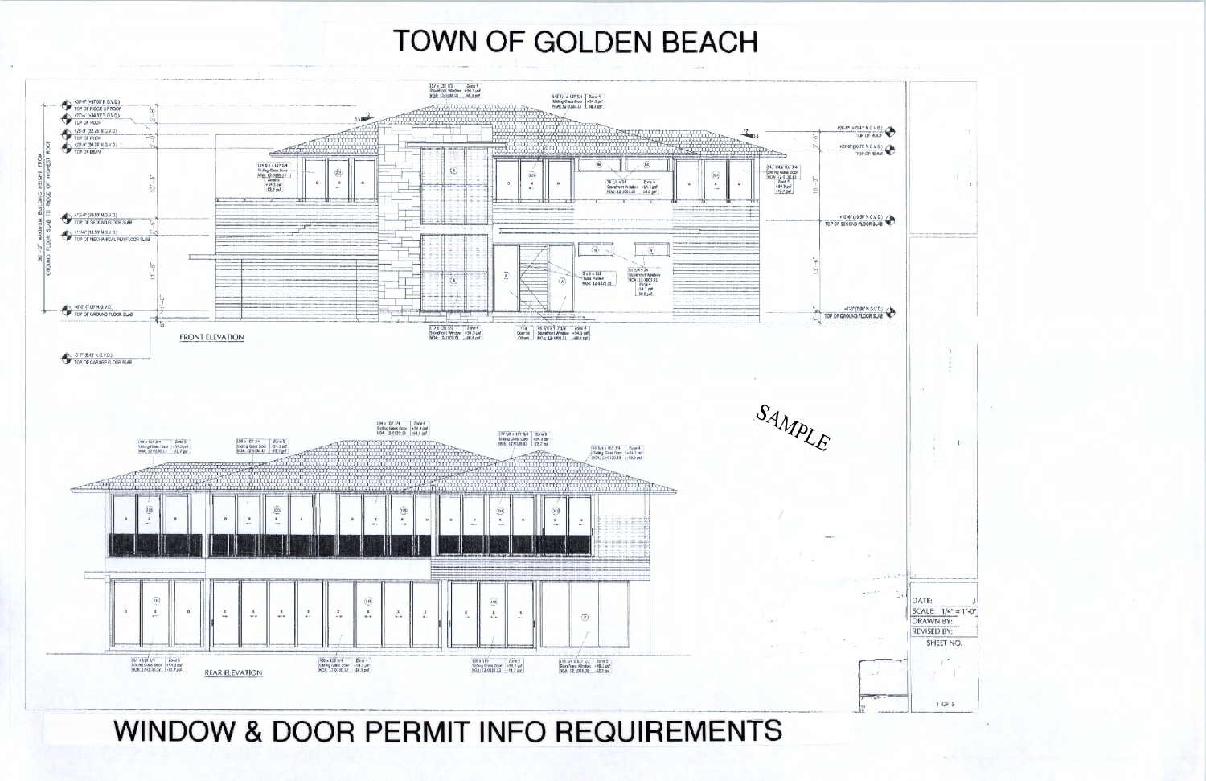# TOWN OF GOLDEN BEACH

SAMPLE

FRONT ELEVATION

+39'-0" (+37.00' N.G.V.D.) TOP OF RIDGE OF ROOF

+27'-4" (+34.33' N.G.V.D.) TOP OF ROOF

+26'-0" (32.79 N.G.V.D.) TOP OF ROOF

+23'-9" (30.79 N.G.V.D.) TOP OF BEAM

+13'-6" (20.59' N.G.V.D.) TOP OF SECOND FLOOR SLAB

+11'-6" (18.59' N.G.V.D.) TOP OF MECHANICAL PER FLOOR SLAB

+0'-0" (7.00' N.G.V.D.) TOP OF GROUND FLOOR SLAB

-0'-7" (6.41' N.G.V.D.) TOP OF GARAGE FLOOR SLAB

30'-0" MAXIMUM BUILDING HEIGHT FROM GROUND FLOOR SLAB TO RIDGE OF HIGHEST ROOF

+26'-8" (+33.41' N.G.V.D.) TOP OF ROOF

+23'-9" (30.79' N.G.V.D.) TOP OF BEAM

+13'-6" (20.59' N.G.V.D.) TOP OF SECOND FLOOR SLAB

+0'-0" (7.00' N.G.V.D.) TOP OF GROUND FLOOR SLAB

REAR ELEVATION

| DATE: |
|---|
| SCALE: 1/4" = 1'-0" |
| DRAWN BY: |
| REVISED BY: |
| SHEET NO. |

## WINDOW & DOOR PERMIT INFO REQUIREMENTS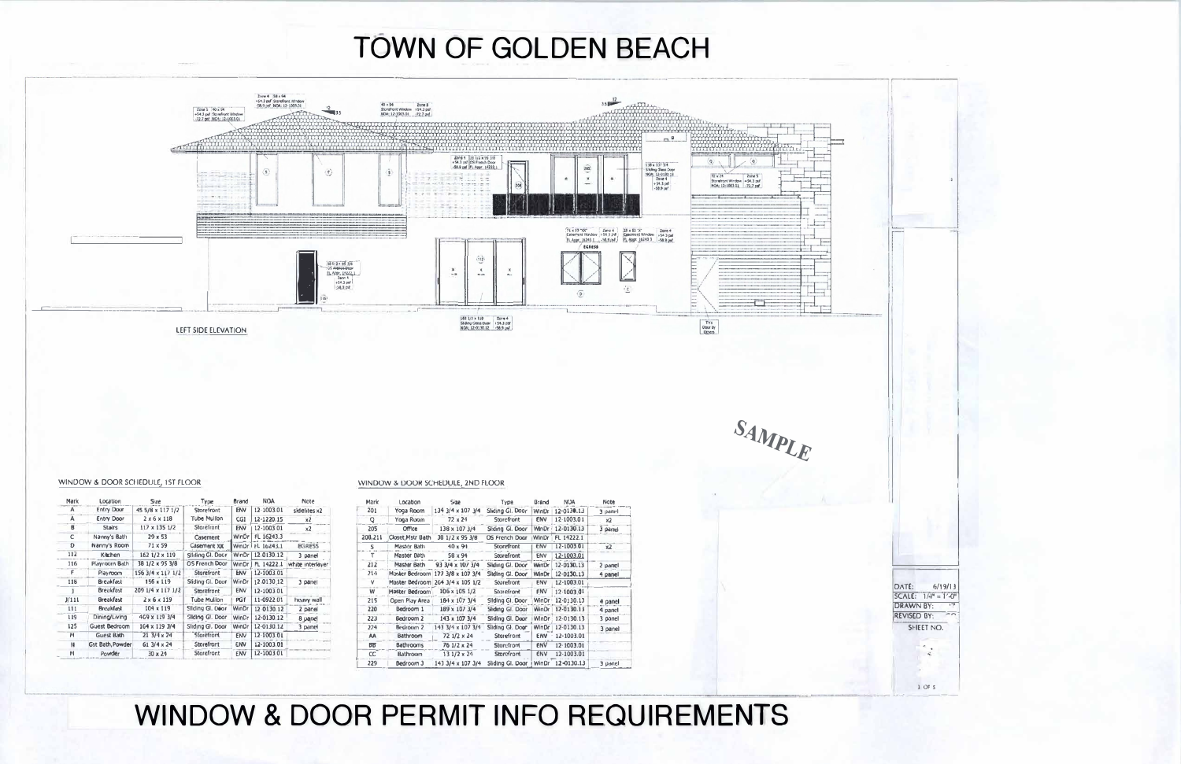# TOWN OF GOLDEN BEACH

LEFT SIDE ELEVATION

SAMPLE

WINDOW & DOOR SCHEDULE, 1ST FLOOR

| Mark | Location | Size | Type | Brand | NOA | Note |
|---|---|---|---|---|---|---|
| A | Entry Door | 45 5/8 x 117 1/2 | Storefront | ENV | 12-1003.01 | sidelites x2 |
| A | Entry Door | 2 x 6 x 118 | Tube Mullion | CGI | 12-1220.15 | x2 |
| B | Stairs | 117 x 135 1/2 | Storefront | ENV | 12-1003.01 | x2 |
| C | Nanny's Bath | 29 x 53 | Casement | WinDr | FL 16243.3 | |
| D | Nanny's Room | 71 x 59 | Casement XX | WinDr | FL 16243.1 | EGRESS |
| 112 | Kitchen | 162 1/2 x 119 | Sliding Gl. Door | WinDr | 12-0130.12 | 3 panel |
| 116 | Playroom Bath | 38 1/2 x 95 3/8 | OS French Door | WinDr | FL 14222.1 | white interlayer |
| F | Playroom | 156 3/4 x 117 1/2 | Storefront | ENV | 12-1003.01 | |
| 118 | Breakfast | 156 x 119 | Sliding Gl. Door | WinDr | 12-0130.12 | 3 panel |
| J | Breakfast | 209 1/4 x 117 1/2 | Storefront | ENV | 12-1003.01 | |
| J/111 | Breakfast | 2 x 6 x 119 | Tube Mullion | PGT | 11-0922.01 | heavy wall |
| 111 | Breakfast | 104 x 119 | Sliding Gl. Door | WinDr | 12-0130.12 | 2 panel |
| 119 | Dining/Living | 469 x 119 3/4 | Sliding Gl. Door | WinDr | 12-0130.12 | 8 panel |
| 125 | Guest Bedroom | 164 x 119 3/4 | Sliding Gl. Door | WinDr | 12-0130.12 | 3 panel |
| M | Guest Bath | 21 3/4 x 24 | Storefront | ENV | 12-1003.01 | |
| N | Gst Bath,Powder | 61 3/4 x 24 | Storefront | ENV | 12-1003.01 | |
| M | Powder | 30 x 24 | Storefront | ENV | 12-1003.01 | |

WINDOW & DOOR SCHEDULE, 2ND FLOOR

| Mark | Location | Size | Type | Brand | NOA | Note |
|---|---|---|---|---|---|---|
| 201 | Yoga Room | 134 3/4 x 107 3/4 | Sliding Gl. Door | WinDr | 12-0130.13 | 3 panel |
| Q | Yoga Room | 72 x 24 | Storefront | ENV | 12-1003.01 | x2 |
| 205 | Office | 138 x 107 3/4 | Sliding Gl. Door | WinDr | 12-0130.13 | 3 panel |
| 208,211 | Closet,Mstr Bath | 38 1/2 x 95 3/8 | OS French Door | WinDr | FL 14222.1 | |
| S | Master Bath | 40 x 94 | Storefront | ENV | 12-1003.01 | x2 |
| T | Master Bath | 58 x 94 | Storefront | ENV | 12-1003.01 | |
| 212 | Master Bath | 93 3/4 x 107 3/4 | Sliding Gl. Door | WinDr | 12-0130.13 | 2 panel |
| 214 | Master Bedroom | 177 3/8 x 107 3/4 | Sliding Gl. Door | WinDr | 12-0130.13 | 4 panel |
| V | Master Bedroom | 264 3/4 x 105 1/2 | Storefront | ENV | 12-1003.01 | |
| W | Master Bedroom | 106 x 105 1/2 | Storefront | ENV | 12-1003.01 | |
| 215 | Open Play Area | 184 x 107 3/4 | Sliding Gl. Door | WinDr | 12-0130.13 | 4 panel |
| 220 | Bedroom 1 | 189 x 107 3/4 | Sliding Gl. Door | WinDr | 12-0130.13 | 4 panel |
| 223 | Bedroom 2 | 143 x 107 3/4 | Sliding Gl. Door | WinDr | 12-0130.13 | 3 panel |
| 224 | Bedroom 2 | 143 3/4 x 107 3/4 | Sliding Gl. Door | WinDr | 12-0130.13 | 3 panel |
| AA | Bathroom | 72 1/2 x 24 | Storefront | ENV | 12-1003.01 | |
| BB | Bathrooms | 76 1/2 x 24 | Storefront | ENV | 12-1003.01 | |
| CC | Bathroom | 13 1/2 x 24 | Storefront | ENV | 12-1003.01 | |
| 229 | Bedroom 3 | 143 3/4 x 107 3/4 | Sliding Gl. Door | WinDr | 12-0130.13 | 3 panel |

DATE: 6/19/13
SCALE: 1/4" = 1'-0"
DRAWN BY:
REVISED BY:
SHEET NO.

# WINDOW & DOOR PERMIT INFO REQUIREMENTS